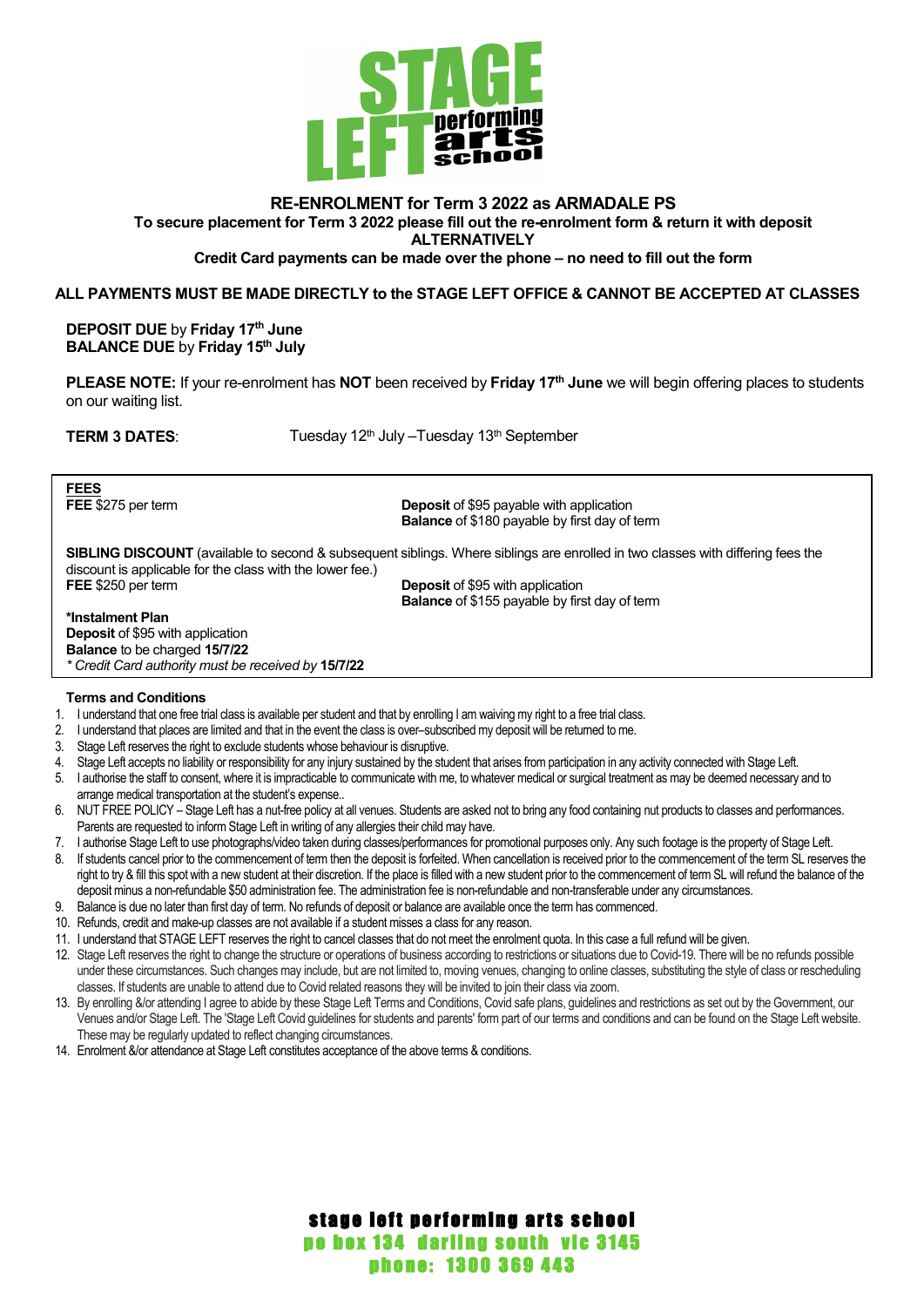# RE-ENROLMENT for Term 3 2022 as ARMADALE PS

**To secure placement for Term 3 2022 please fill out the re-enrolment form & return it with deposit**
**ALTERNATIVELY**
**Credit Card payments can be made over the phone – no need to fill out the form**

**ALL PAYMENTS MUST BE MADE DIRECTLY to the STAGE LEFT OFFICE & CANNOT BE ACCEPTED AT CLASSES**

**DEPOSIT DUE** by **Friday 17th June**
**BALANCE DUE** by **Friday 15th July**

**PLEASE NOTE:** If your re-enrolment has **NOT** been received by **Friday 17th June** we will begin offering places to students on our waiting list.

**TERM 3 DATES**: Tuesday 12th July –Tuesday 13th September

**FEES**

**FEE** $275 per term

**Deposit** of $95 payable with application
**Balance** of $180 payable by first day of term

**SIBLING DISCOUNT** (available to second & subsequent siblings. Where siblings are enrolled in two classes with differing fees the discount is applicable for the class with the lower fee.)

**FEE** $250 per term

**Deposit** of $95 with application
**Balance** of $155 payable by first day of term

**\*Instalment Plan**
**Deposit** of $95 with application
**Balance** to be charged **15/7/22**
*\* Credit Card authority must be received by* **15/7/22**

**Terms and Conditions**

1. I understand that one free trial class is available per student and that by enrolling I am waiving my right to a free trial class.
2. I understand that places are limited and that in the event the class is over–subscribed my deposit will be returned to me.
3. Stage Left reserves the right to exclude students whose behaviour is disruptive.
4. Stage Left accepts no liability or responsibility for any injury sustained by the student that arises from participation in any activity connected with Stage Left.
5. I authorise the staff to consent, where it is impracticable to communicate with me, to whatever medical or surgical treatment as may be deemed necessary and to arrange medical transportation at the student's expense..
6. NUT FREE POLICY – Stage Left has a nut-free policy at all venues. Students are asked not to bring any food containing nut products to classes and performances. Parents are requested to inform Stage Left in writing of any allergies their child may have.
7. I authorise Stage Left to use photographs/video taken during classes/performances for promotional purposes only. Any such footage is the property of Stage Left.
8. If students cancel prior to the commencement of term then the deposit is forfeited. When cancellation is received prior to the commencement of the term SL reserves the right to try & fill this spot with a new student at their discretion. If the place is filled with a new student prior to the commencement of term SL will refund the balance of the deposit minus a non-refundable $50 administration fee. The administration fee is non-refundable and non-transferable under any circumstances.
9. Balance is due no later than first day of term. No refunds of deposit or balance are available once the term has commenced.
10. Refunds, credit and make-up classes are not available if a student misses a class for any reason.
11. I understand that STAGE LEFT reserves the right to cancel classes that do not meet the enrolment quota. In this case a full refund will be given.
12. Stage Left reserves the right to change the structure or operations of business according to restrictions or situations due to Covid-19. There will be no refunds possible under these circumstances. Such changes may include, but are not limited to, moving venues, changing to online classes, substituting the style of class or rescheduling classes. If students are unable to attend due to Covid related reasons they will be invited to join their class via zoom.
13. By enrolling &/or attending I agree to abide by these Stage Left Terms and Conditions, Covid safe plans, guidelines and restrictions as set out by the Government, our Venues and/or Stage Left. The 'Stage Left Covid guidelines for students and parents' form part of our terms and conditions and can be found on the Stage Left website. These may be regularly updated to reflect changing circumstances.
14. Enrolment &/or attendance at Stage Left constitutes acceptance of the above terms & conditions.

stage left performing arts school
po box 134 darling south vic 3145
phone: 1300 369 443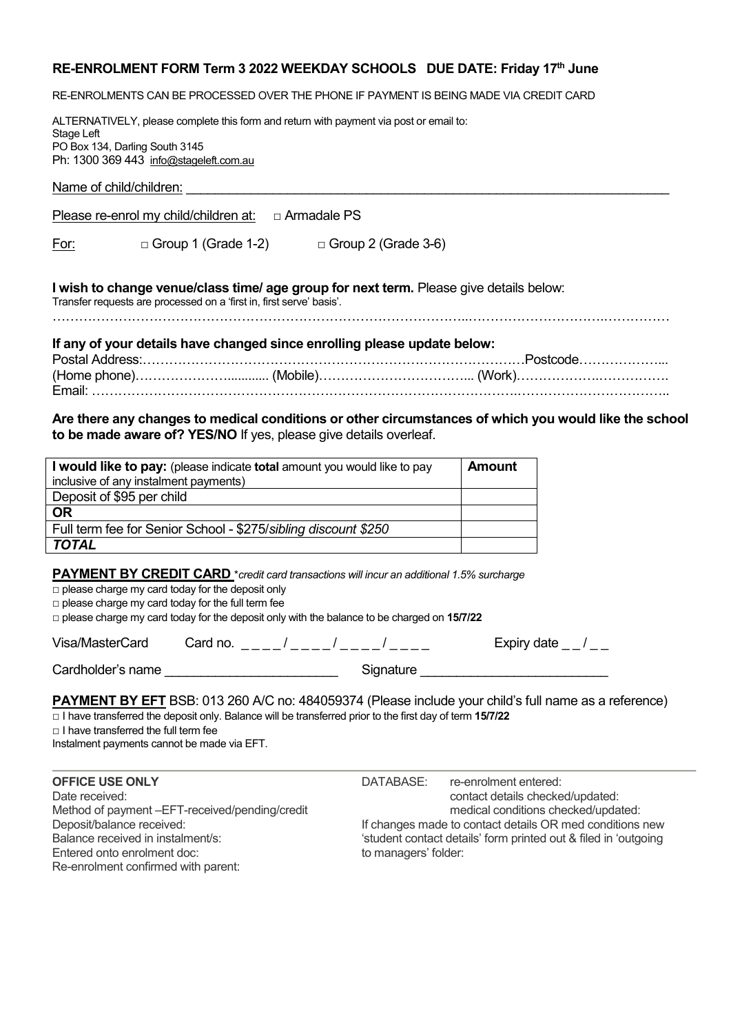## RE-ENROLMENT FORM Term 3 2022 WEEKDAY SCHOOLS DUE DATE: Friday 17th June

RE-ENROLMENTS CAN BE PROCESSED OVER THE PHONE IF PAYMENT IS BEING MADE VIA CREDIT CARD

ALTERNATIVELY, please complete this form and return with payment via post or email to:
Stage Left
PO Box 134, Darling South 3145
Ph: 1300 369 443 info@stageleft.com.au

Name of child/children: ___________________________________________________________________

Please re-enrol my child/children at: □ Armadale PS

For: □ Group 1 (Grade 1-2) □ Group 2 (Grade 3-6)

**I wish to change venue/class time/ age group for next term.** Please give details below:
Transfer requests are processed on a 'first in, first serve' basis'.
…………………………………………………………………………………………………………………………………

**If any of your details have changed since enrolling please update below:**
Postal Address:……………………………………………………………………………………Postcode………………...
(Home phone)………………….......... (Mobile)……………………………... (Work)……………………………….
Email: ………………………………………………………………………………………………………………………..

**Are there any changes to medical conditions or other circumstances of which you would like the school to be made aware of? YES/NO** If yes, please give details overleaf.

| **I would like to pay:** (please indicate **total** amount you would like to pay inclusive of any instalment payments) | **Amount** |
|---|---|
| Deposit of $95 per child | |
| **OR** | |
| Full term fee for Senior School - $275/*sibling discount $250* | |
| ***TOTAL*** | |

**PAYMENT BY CREDIT CARD** *\*credit card transactions will incur an additional 1.5% surcharge*

□ please charge my card today for the deposit only
□ please charge my card today for the full term fee
□ please charge my card today for the deposit only with the balance to be charged on **15/7/22**

Visa/MasterCard Card no. _ _ _ _ / _ _ _ _ / _ _ _ _ / _ _ _ _ Expiry date _ _ / _ _

Cardholder's name ________________________ Signature __________________________

**PAYMENT BY EFT** BSB: 013 260 A/C no: 484059374 (Please include your child's full name as a reference)

□ I have transferred the deposit only. Balance will be transferred prior to the first day of term **15/7/22**
□ I have transferred the full term fee
Instalment payments cannot be made via EFT.

---

**OFFICE USE ONLY**
Date received:
Method of payment –EFT-received/pending/credit
Deposit/balance received:
Balance received in instalment/s:
Entered onto enrolment doc:
Re-enrolment confirmed with parent:

DATABASE: re-enrolment entered:
contact details checked/updated:
medical conditions checked/updated:
If changes made to contact details OR med conditions new 'student contact details' form printed out & filed in 'outgoing to managers' folder: